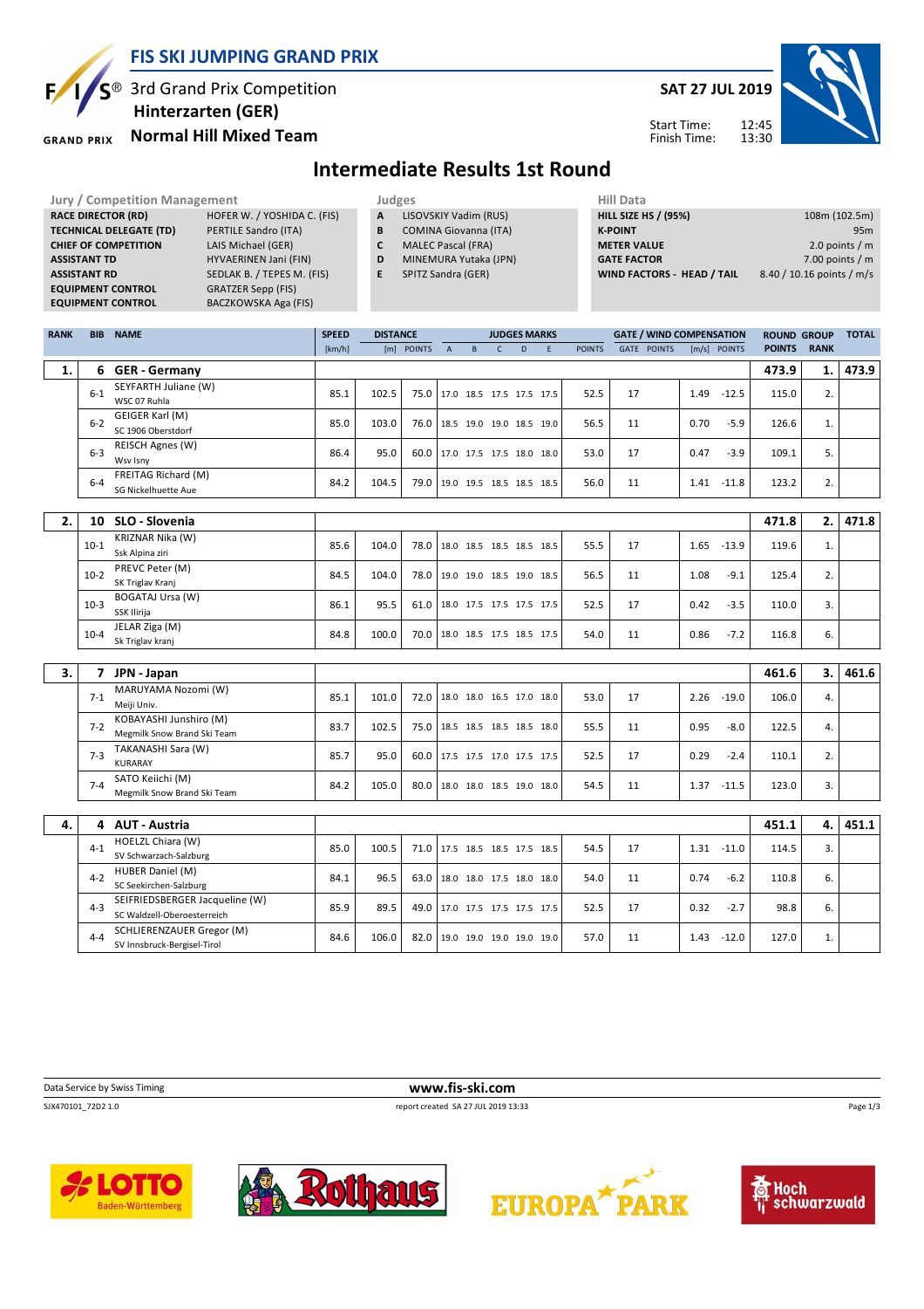# FIS SKI JUMPING GRAND PRIX

## 3rd Grand Prix Competition
**Hinterzarten (GER)**
**Normal Hill Mixed Team**

**SAT 27 JUL 2019**

Start Time: 12:45
Finish Time: 13:30

# Intermediate Results 1st Round

| Jury / Competition Management | |
|---|---|
| RACE DIRECTOR (RD) | HOFER W. / YOSHIDA C. (FIS) |
| TECHNICAL DELEGATE (TD) | PERTILE Sandro (ITA) |
| CHIEF OF COMPETITION | LAIS Michael (GER) |
| ASSISTANT TD | HYVAERINEN Jani (FIN) |
| ASSISTANT RD | SEDLAK B. / TEPES M. (FIS) |
| EQUIPMENT CONTROL | GRATZER Sepp (FIS) |
| EQUIPMENT CONTROL | BACZKOWSKA Aga (FIS) |

| Judges | |
|---|---|
| A | LISOVSKIY Vadim (RUS) |
| B | COMINA Giovanna (ITA) |
| C | MALEC Pascal (FRA) |
| D | MINEMURA Yutaka (JPN) |
| E | SPITZ Sandra (GER) |

| Hill Data | |
|---|---|
| HILL SIZE HS / (95%) | 108m (102.5m) |
| K-POINT | 95m |
| METER VALUE | 2.0 points / m |
| GATE FACTOR | 7.00 points / m |
| WIND FACTORS - HEAD / TAIL | 8.40 / 10.16 points / m/s |

| RANK | BIB | NAME | SPEED [km/h] | DISTANCE [m] | DISTANCE POINTS | A | B | C | D | E | JUDGES POINTS | GATE | GATE POINTS | WIND [m/s] | WIND POINTS | ROUND POINTS | GROUP RANK | TOTAL |
|---|---|---|---|---|---|---|---|---|---|---|---|---|---|---|---|---|---|---|
| 1. | 6 | GER - Germany | | | | | | | | | | | | | | 473.9 | 1. | 473.9 |
| | 6-1 | SEYFARTH Juliane (W) WSC 07 Ruhla | 85.1 | 102.5 | 75.0 | 17.0 | 18.5 | 17.5 | 17.5 | 17.5 | 52.5 | 17 | | 1.49 | -12.5 | 115.0 | 2. | |
| | 6-2 | GEIGER Karl (M) SC 1906 Oberstdorf | 85.0 | 103.0 | 76.0 | 18.5 | 19.0 | 19.0 | 18.5 | 19.0 | 56.5 | 11 | | 0.70 | -5.9 | 126.6 | 1. | |
| | 6-3 | REISCH Agnes (W) Wsv Isny | 86.4 | 95.0 | 60.0 | 17.0 | 17.5 | 17.5 | 18.0 | 18.0 | 53.0 | 17 | | 0.47 | -3.9 | 109.1 | 5. | |
| | 6-4 | FREITAG Richard (M) SG Nickelhuette Aue | 84.2 | 104.5 | 79.0 | 19.0 | 19.5 | 18.5 | 18.5 | 18.5 | 56.0 | 11 | | 1.41 | -11.8 | 123.2 | 2. | |
| 2. | 10 | SLO - Slovenia | | | | | | | | | | | | | | 471.8 | 2. | 471.8 |
| | 10-1 | KRIZNAR Nika (W) Ssk Alpina ziri | 85.6 | 104.0 | 78.0 | 18.0 | 18.5 | 18.5 | 18.5 | 18.5 | 55.5 | 17 | | 1.65 | -13.9 | 119.6 | 1. | |
| | 10-2 | PREVC Peter (M) SK Triglav Kranj | 84.5 | 104.0 | 78.0 | 19.0 | 19.0 | 18.5 | 19.0 | 18.5 | 56.5 | 11 | | 1.08 | -9.1 | 125.4 | 2. | |
| | 10-3 | BOGATAJ Ursa (W) SSK Ilirija | 86.1 | 95.5 | 61.0 | 18.0 | 17.5 | 17.5 | 17.5 | 17.5 | 52.5 | 17 | | 0.42 | -3.5 | 110.0 | 3. | |
| | 10-4 | JELAR Ziga (M) Sk Triglav kranj | 84.8 | 100.0 | 70.0 | 18.0 | 18.5 | 17.5 | 18.5 | 17.5 | 54.0 | 11 | | 0.86 | -7.2 | 116.8 | 6. | |
| 3. | 7 | JPN - Japan | | | | | | | | | | | | | | 461.6 | 3. | 461.6 |
| | 7-1 | MARUYAMA Nozomi (W) Meiji Univ. | 85.1 | 101.0 | 72.0 | 18.0 | 18.0 | 16.5 | 17.0 | 18.0 | 53.0 | 17 | | 2.26 | -19.0 | 106.0 | 4. | |
| | 7-2 | KOBAYASHI Junshiro (M) Megmilk Snow Brand Ski Team | 83.7 | 102.5 | 75.0 | 18.5 | 18.5 | 18.5 | 18.5 | 18.0 | 55.5 | 11 | | 0.95 | -8.0 | 122.5 | 4. | |
| | 7-3 | TAKANASHI Sara (W) KURARAY | 85.7 | 95.0 | 60.0 | 17.5 | 17.5 | 17.0 | 17.5 | 17.5 | 52.5 | 17 | | 0.29 | -2.4 | 110.1 | 2. | |
| | 7-4 | SATO Keiichi (M) Megmilk Snow Brand Ski Team | 84.2 | 105.0 | 80.0 | 18.0 | 18.0 | 18.5 | 19.0 | 18.0 | 54.5 | 11 | | 1.37 | -11.5 | 123.0 | 3. | |
| 4. | 4 | AUT - Austria | | | | | | | | | | | | | | 451.1 | 4. | 451.1 |
| | 4-1 | HOELZL Chiara (W) SV Schwarzach-Salzburg | 85.0 | 100.5 | 71.0 | 17.5 | 18.5 | 18.5 | 17.5 | 18.5 | 54.5 | 17 | | 1.31 | -11.0 | 114.5 | 3. | |
| | 4-2 | HUBER Daniel (M) SC Seekirchen-Salzburg | 84.1 | 96.5 | 63.0 | 18.0 | 18.0 | 17.5 | 18.0 | 18.0 | 54.0 | 11 | | 0.74 | -6.2 | 110.8 | 6. | |
| | 4-3 | SEIFRIEDSBERGER Jacqueline (W) SC Waldzell-Oberoesterreich | 85.9 | 89.5 | 49.0 | 17.0 | 17.5 | 17.5 | 17.5 | 17.5 | 52.5 | 17 | | 0.32 | -2.7 | 98.8 | 6. | |
| | 4-4 | SCHLIERENZAUER Gregor (M) SV Innsbruck-Bergisel-Tirol | 84.6 | 106.0 | 82.0 | 19.0 | 19.0 | 19.0 | 19.0 | 19.0 | 57.0 | 11 | | 1.43 | -12.0 | 127.0 | 1. | |

Data Service by Swiss Timing — www.fis-ski.com

SJX470101_72D2 1.0 — report created SA 27 JUL 2019 13:33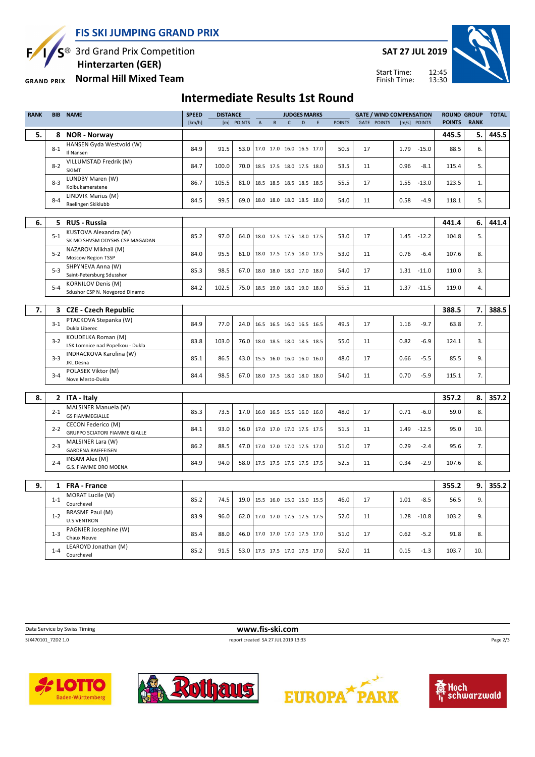# FIS SKI JUMPING GRAND PRIX

3rd Grand Prix Competition
**Hinterzarten (GER)**
**Normal Hill Mixed Team**

**SAT 27 JUL 2019**

Start Time: 12:45
Finish Time: 13:30

## Intermediate Results 1st Round

| RANK | BIB | NAME | SPEED [km/h] | DISTANCE [m] | DISTANCE POINTS | JUDGES MARKS A | B | C | D | E | JUDGES POINTS | GATE | GATE POINTS | WIND [m/s] | WIND POINTS | ROUND POINTS | GROUP RANK | TOTAL |
|---|---|---|---|---|---|---|---|---|---|---|---|---|---|---|---|---|---|---|
| 5. | 8 | **NOR - Norway** | | | | | | | | | | | | | | 445.5 | 5. | 445.5 |
| | 8-1 | HANSEN Gyda Westvold (W) Il Nansen | 84.9 | 91.5 | 53.0 | 17.0 | 17.0 | 16.0 | 16.5 | 17.0 | 50.5 | 17 | | 1.79 | -15.0 | 88.5 | 6. | |
| | 8-2 | VILLUMSTAD Fredrik (M) SKIMT | 84.7 | 100.0 | 70.0 | 18.5 | 17.5 | 18.0 | 17.5 | 18.0 | 53.5 | 11 | | 0.96 | -8.1 | 115.4 | 5. | |
| | 8-3 | LUNDBY Maren (W) Kolbukameratene | 86.7 | 105.5 | 81.0 | 18.5 | 18.5 | 18.5 | 18.5 | 18.5 | 55.5 | 17 | | 1.55 | -13.0 | 123.5 | 1. | |
| | 8-4 | LINDVIK Marius (M) Raelingen Skiklubb | 84.5 | 99.5 | 69.0 | 18.0 | 18.0 | 18.0 | 18.5 | 18.0 | 54.0 | 11 | | 0.58 | -4.9 | 118.1 | 5. | |
| 6. | 5 | **RUS - Russia** | | | | | | | | | | | | | | 441.4 | 6. | 441.4 |
| | 5-1 | KUSTOVA Alexandra (W) SK MO SHVSM ODYSHS CSP MAGADAN | 85.2 | 97.0 | 64.0 | 18.0 | 17.5 | 17.5 | 18.0 | 17.5 | 53.0 | 17 | | 1.45 | -12.2 | 104.8 | 5. | |
| | 5-2 | NAZAROV Mikhail (M) Moscow Region TSSP | 84.0 | 95.5 | 61.0 | 18.0 | 17.5 | 17.5 | 18.0 | 17.5 | 53.0 | 11 | | 0.76 | -6.4 | 107.6 | 8. | |
| | 5-3 | SHPYNEVA Anna (W) Saint-Petersburg Sdusshor | 85.3 | 98.5 | 67.0 | 18.0 | 18.0 | 18.0 | 17.0 | 18.0 | 54.0 | 17 | | 1.31 | -11.0 | 110.0 | 3. | |
| | 5-4 | KORNILOV Denis (M) Sdushor CSP N. Novgorod Dinamo | 84.2 | 102.5 | 75.0 | 18.5 | 19.0 | 18.0 | 19.0 | 18.0 | 55.5 | 11 | | 1.37 | -11.5 | 119.0 | 4. | |
| 7. | 3 | **CZE - Czech Republic** | | | | | | | | | | | | | | 388.5 | 7. | 388.5 |
| | 3-1 | PTACKOVA Stepanka (W) Dukla Liberec | 84.9 | 77.0 | 24.0 | 16.5 | 16.5 | 16.0 | 16.5 | 16.5 | 49.5 | 17 | | 1.16 | -9.7 | 63.8 | 7. | |
| | 3-2 | KOUDELKA Roman (M) LSK Lomnice nad Popelkou - Dukla | 83.8 | 103.0 | 76.0 | 18.0 | 18.5 | 18.0 | 18.5 | 18.5 | 55.0 | 11 | | 0.82 | -6.9 | 124.1 | 3. | |
| | 3-3 | INDRACKOVA Karolina (W) JKL Desna | 85.1 | 86.5 | 43.0 | 15.5 | 16.0 | 16.0 | 16.0 | 16.0 | 48.0 | 17 | | 0.66 | -5.5 | 85.5 | 9. | |
| | 3-4 | POLASEK Viktor (M) Nove Mesto-Dukla | 84.4 | 98.5 | 67.0 | 18.0 | 17.5 | 18.0 | 18.0 | 18.0 | 54.0 | 11 | | 0.70 | -5.9 | 115.1 | 7. | |
| 8. | 2 | **ITA - Italy** | | | | | | | | | | | | | | 357.2 | 8. | 357.2 |
| | 2-1 | MALSINER Manuela (W) GS FIAMMEGIALLE | 85.3 | 73.5 | 17.0 | 16.0 | 16.5 | 15.5 | 16.0 | 16.0 | 48.0 | 17 | | 0.71 | -6.0 | 59.0 | 8. | |
| | 2-2 | CECON Federico (M) GRUPPO SCIATORI FIAMME GIALLE | 84.1 | 93.0 | 56.0 | 17.0 | 17.0 | 17.0 | 17.5 | 17.5 | 51.5 | 11 | | 1.49 | -12.5 | 95.0 | 10. | |
| | 2-3 | MALSINER Lara (W) GARDENA RAIFFEISEN | 86.2 | 88.5 | 47.0 | 17.0 | 17.0 | 17.0 | 17.5 | 17.0 | 51.0 | 17 | | 0.29 | -2.4 | 95.6 | 7. | |
| | 2-4 | INSAM Alex (M) G.S. FIAMME ORO MOENA | 84.9 | 94.0 | 58.0 | 17.5 | 17.5 | 17.5 | 17.5 | 17.5 | 52.5 | 11 | | 0.34 | -2.9 | 107.6 | 8. | |
| 9. | 1 | **FRA - France** | | | | | | | | | | | | | | 355.2 | 9. | 355.2 |
| | 1-1 | MORAT Lucile (W) Courchevel | 85.2 | 74.5 | 19.0 | 15.5 | 16.0 | 15.0 | 15.0 | 15.5 | 46.0 | 17 | | 1.01 | -8.5 | 56.5 | 9. | |
| | 1-2 | BRASME Paul (M) U.S VENTRON | 83.9 | 96.0 | 62.0 | 17.0 | 17.0 | 17.5 | 17.5 | 17.5 | 52.0 | 11 | | 1.28 | -10.8 | 103.2 | 9. | |
| | 1-3 | PAGNIER Josephine (W) Chaux Neuve | 85.4 | 88.0 | 46.0 | 17.0 | 17.0 | 17.0 | 17.5 | 17.0 | 51.0 | 17 | | 0.62 | -5.2 | 91.8 | 8. | |
| | 1-4 | LEAROYD Jonathan (M) Courchevel | 85.2 | 91.5 | 53.0 | 17.5 | 17.5 | 17.0 | 17.5 | 17.0 | 52.0 | 11 | | 0.15 | -1.3 | 103.7 | 10. | |

Data Service by Swiss Timing

www.fis-ski.com

SJX470101_72D2 1.0 report created SA 27 JUL 2019 13:33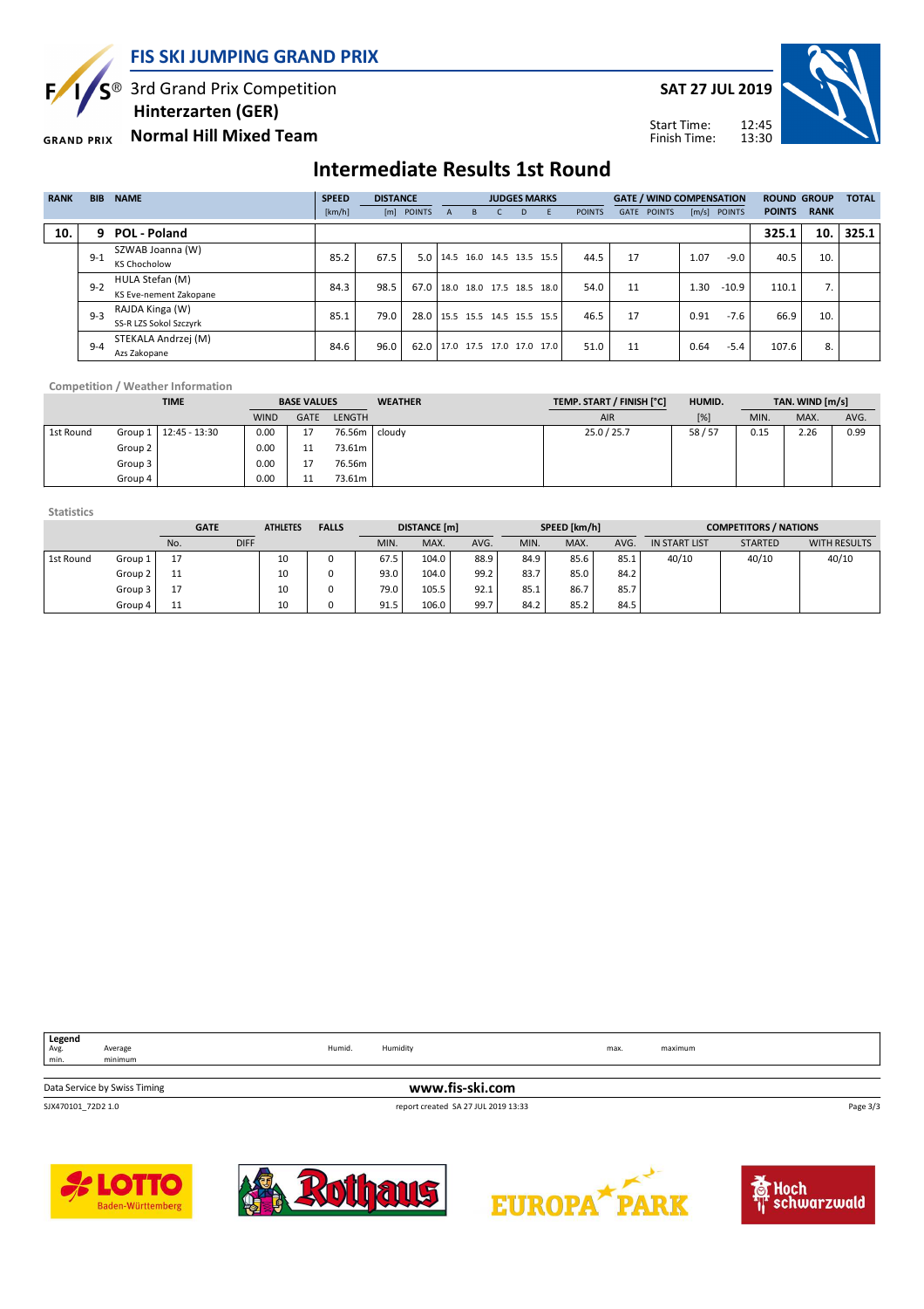# FIS SKI JUMPING GRAND PRIX

3rd Grand Prix Competition
**Hinterzarten (GER)**
**Normal Hill Mixed Team**

**SAT 27 JUL 2019**

Start Time: 12:45
Finish Time: 13:30

## Intermediate Results 1st Round

| RANK | BIB | NAME | SPEED [km/h] | DISTANCE [m] | DISTANCE POINTS | A | B | C | D | E | JUDGES POINTS | GATE | GATE POINTS | WIND [m/s] | WIND POINTS | ROUND POINTS | GROUP RANK | TOTAL |
|---|---|---|---|---|---|---|---|---|---|---|---|---|---|---|---|---|---|---|
| 10. | 9 | POL - Poland | | | | | | | | | | | | | | 325.1 | 10. | 325.1 |
| | 9-1 | SZWAB Joanna (W) KS Chocholow | 85.2 | 67.5 | 5.0 | 14.5 | 16.0 | 14.5 | 13.5 | 15.5 | 44.5 | 17 | | 1.07 | -9.0 | 40.5 | 10. | |
| | 9-2 | HULA Stefan (M) KS Eve-nement Zakopane | 84.3 | 98.5 | 67.0 | 18.0 | 18.0 | 17.5 | 18.5 | 18.0 | 54.0 | 11 | | 1.30 | -10.9 | 110.1 | 7. | |
| | 9-3 | RAJDA Kinga (W) SS-R LZS Sokol Szczyrk | 85.1 | 79.0 | 28.0 | 15.5 | 15.5 | 14.5 | 15.5 | 15.5 | 46.5 | 17 | | 0.91 | -7.6 | 66.9 | 10. | |
| | 9-4 | STEKALA Andrzej (M) Azs Zakopane | 84.6 | 96.0 | 62.0 | 17.0 | 17.5 | 17.0 | 17.0 | 17.0 | 51.0 | 11 | | 0.64 | -5.4 | 107.6 | 8. | |

### Competition / Weather Information

| | | TIME | BASE VALUES WIND | GATE | LENGTH | WEATHER | TEMP. START / FINISH [°C] AIR | HUMID. [%] | TAN. WIND [m/s] MIN. | MAX. | AVG. |
|---|---|---|---|---|---|---|---|---|---|---|---|
| 1st Round | Group 1 | 12:45 - 13:30 | 0.00 | 17 | 76.56m | cloudy | 25.0 / 25.7 | 58 / 57 | 0.15 | 2.26 | 0.99 |
| | Group 2 | | 0.00 | 11 | 73.61m | | | | | | |
| | Group 3 | | 0.00 | 17 | 76.56m | | | | | | |
| | Group 4 | | 0.00 | 11 | 73.61m | | | | | | |

### Statistics

| | | GATE No. | GATE DIFF | ATHLETES | FALLS | DISTANCE [m] MIN. | MAX. | AVG. | SPEED [km/h] MIN. | MAX. | AVG. | IN START LIST | STARTED | WITH RESULTS |
|---|---|---|---|---|---|---|---|---|---|---|---|---|---|---|
| 1st Round | Group 1 | 17 | | 10 | 0 | 67.5 | 104.0 | 88.9 | 84.9 | 85.6 | 85.1 | 40/10 | 40/10 | 40/10 |
| | Group 2 | 11 | | 10 | 0 | 93.0 | 104.0 | 99.2 | 83.7 | 85.0 | 84.2 | | | |
| | Group 3 | 17 | | 10 | 0 | 79.0 | 105.5 | 92.1 | 85.1 | 86.7 | 85.7 | | | |
| | Group 4 | 11 | | 10 | 0 | 91.5 | 106.0 | 99.7 | 84.2 | 85.2 | 84.5 | | | |

**Legend**
Avg. Average
min. minimum
Humid. Humidity
max. maximum

Data Service by Swiss Timing
www.fis-ski.com
SJX470101_72D2 1.0
report created SA 27 JUL 2019 13:33